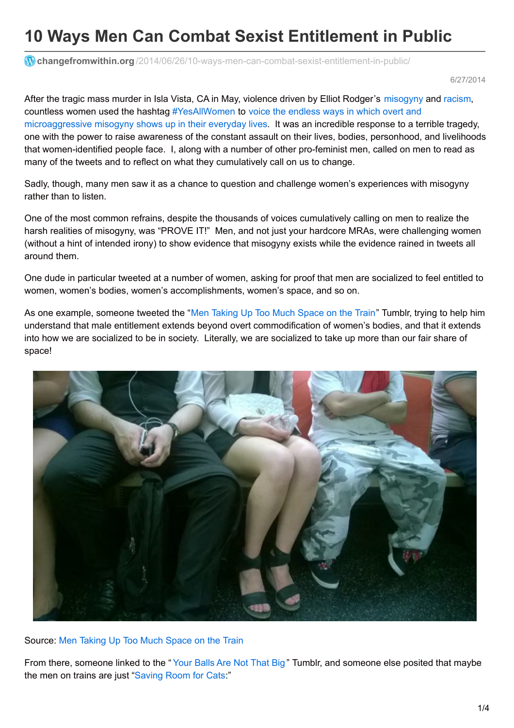# 10 Ways Men Can Combat Sexist Entitlement in Public

changefromwithin.org/2014/06/26/10-ways-men-can-combat-sexist-entitlement-in-public/

6/27/2014

After the tragic mass murder in Isla Vista, CA in May, violence driven by Elliot Rodger's misogyny and racism, countless women used the hashtag #YesAllWomen to voice the endless ways in which overt and microaggressive misogyny shows up in their everyday lives. It was an incredible response to a terrible tragedy, one with the power to raise awareness of the constant assault on their lives, bodies, personhood, and livelihoods that women-identified people face. I, along with a number of other pro-feminist men, called on men to read as many of the tweets and to reflect on what they cumulatively call on us to change.

Sadly, though, many men saw it as a chance to question and challenge women's experiences with misogyny rather than to listen.

One of the most common refrains, despite the thousands of voices cumulatively calling on men to realize the harsh realities of misogyny, was "PROVE IT!" Men, and not just your hardcore MRAs, were challenging women (without a hint of intended irony) to show evidence that misogyny exists while the evidence rained in tweets all around them.

One dude in particular tweeted at a number of women, asking for proof that men are socialized to feel entitled to women, women's bodies, women's accomplishments, women's space, and so on.

As one example, someone tweeted the "Men Taking Up Too Much Space on the Train" Tumblr, trying to help him understand that male entitlement extends beyond overt commodification of women's bodies, and that it extends into how we are socialized to be in society. Literally, we are socialized to take up more than our fair share of space!

Source: Men Taking Up Too Much Space on the Train

From there, someone linked to the "Your Balls Are Not That Big" Tumblr, and someone else posited that maybe the men on trains are just "Saving Room for Cats:"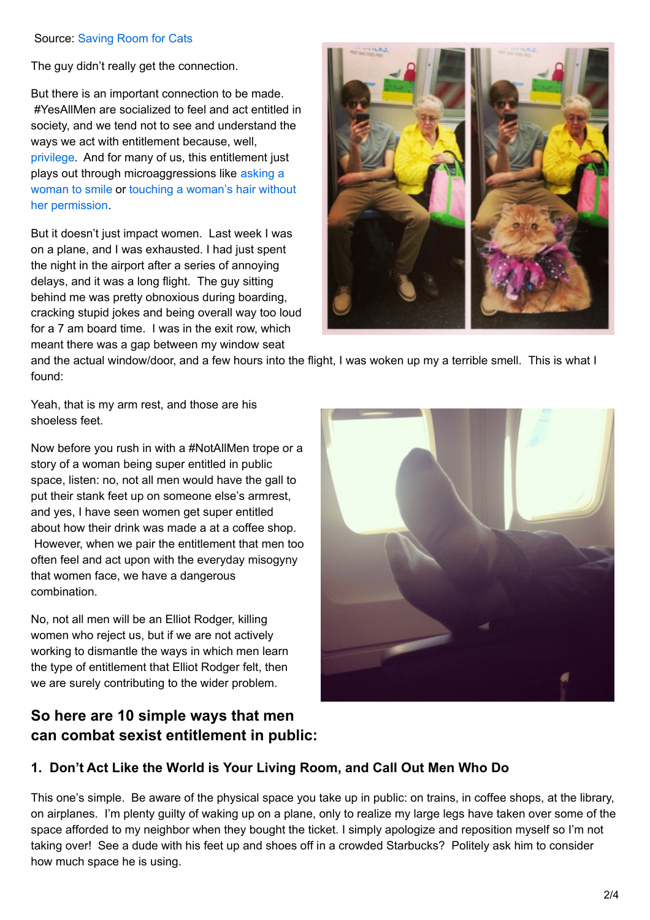Source: Saving Room for Cats

The guy didn't really get the connection.

But there is an important connection to be made. #YesAllMen are socialized to feel and act entitled in society, and we tend not to see and understand the ways we act with entitlement because, well, privilege. And for many of us, this entitlement just plays out through microaggressions like asking a woman to smile or touching a woman's hair without her permission.

But it doesn't just impact women. Last week I was on a plane, and I was exhausted. I had just spent the night in the airport after a series of annoying delays, and it was a long flight. The guy sitting behind me was pretty obnoxious during boarding, cracking stupid jokes and being overall way too loud for a 7 am board time. I was in the exit row, which meant there was a gap between my window seat and the actual window/door, and a few hours into the flight, I was woken up my a terrible smell. This is what I found:

Yeah, that is my arm rest, and those are his shoeless feet.

Now before you rush in with a #NotAllMen trope or a story of a woman being super entitled in public space, listen: no, not all men would have the gall to put their stank feet up on someone else's armrest, and yes, I have seen women get super entitled about how their drink was made a at a coffee shop. However, when we pair the entitlement that men too often feel and act upon with the everyday misogyny that women face, we have a dangerous combination.

No, not all men will be an Elliot Rodger, killing women who reject us, but if we are not actively working to dismantle the ways in which men learn the type of entitlement that Elliot Rodger felt, then we are surely contributing to the wider problem.

## So here are 10 simple ways that men can combat sexist entitlement in public:

### 1. Don't Act Like the World is Your Living Room, and Call Out Men Who Do

This one's simple. Be aware of the physical space you take up in public: on trains, in coffee shops, at the library, on airplanes. I'm plenty guilty of waking up on a plane, only to realize my large legs have taken over some of the space afforded to my neighbor when they bought the ticket. I simply apologize and reposition myself so I'm not taking over! See a dude with his feet up and shoes off in a crowded Starbucks? Politely ask him to consider how much space he is using.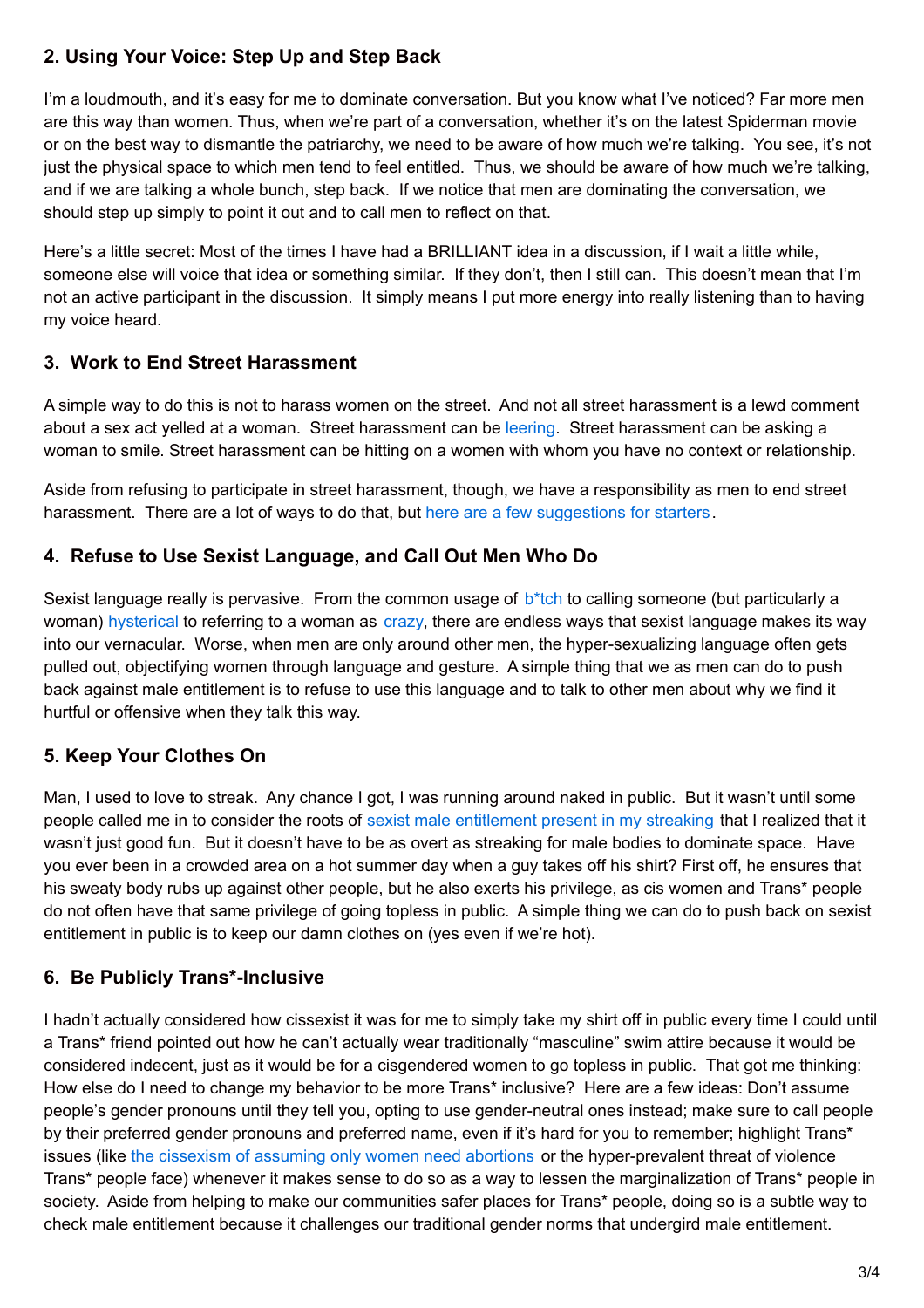### 2. Using Your Voice: Step Up and Step Back

I'm a loudmouth, and it's easy for me to dominate conversation. But you know what I've noticed? Far more men are this way than women. Thus, when we're part of a conversation, whether it's on the latest Spiderman movie or on the best way to dismantle the patriarchy, we need to be aware of how much we're talking. You see, it's not just the physical space to which men tend to feel entitled. Thus, we should be aware of how much we're talking, and if we are talking a whole bunch, step back. If we notice that men are dominating the conversation, we should step up simply to point it out and to call men to reflect on that.

Here's a little secret: Most of the times I have had a BRILLIANT idea in a discussion, if I wait a little while, someone else will voice that idea or something similar. If they don't, then I still can. This doesn't mean that I'm not an active participant in the discussion. It simply means I put more energy into really listening than to having my voice heard.

### 3. Work to End Street Harassment

A simple way to do this is not to harass women on the street. And not all street harassment is a lewd comment about a sex act yelled at a woman. Street harassment can be leering. Street harassment can be asking a woman to smile. Street harassment can be hitting on a women with whom you have no context or relationship.

Aside from refusing to participate in street harassment, though, we have a responsibility as men to end street harassment. There are a lot of ways to do that, but here are a few suggestions for starters.

### 4. Refuse to Use Sexist Language, and Call Out Men Who Do

Sexist language really is pervasive. From the common usage of b*tch to calling someone (but particularly a woman) hysterical to referring to a woman as crazy, there are endless ways that sexist language makes its way into our vernacular. Worse, when men are only around other men, the hyper-sexualizing language often gets pulled out, objectifying women through language and gesture. A simple thing that we as men can do to push back against male entitlement is to refuse to use this language and to talk to other men about why we find it hurtful or offensive when they talk this way.

### 5. Keep Your Clothes On

Man, I used to love to streak. Any chance I got, I was running around naked in public. But it wasn't until some people called me in to consider the roots of sexist male entitlement present in my streaking that I realized that it wasn't just good fun. But it doesn't have to be as overt as streaking for male bodies to dominate space. Have you ever been in a crowded area on a hot summer day when a guy takes off his shirt? First off, he ensures that his sweaty body rubs up against other people, but he also exerts his privilege, as cis women and Trans* people do not often have that same privilege of going topless in public. A simple thing we can do to push back on sexist entitlement in public is to keep our damn clothes on (yes even if we're hot).

### 6. Be Publicly Trans*-Inclusive

I hadn't actually considered how cissexist it was for me to simply take my shirt off in public every time I could until a Trans* friend pointed out how he can't actually wear traditionally "masculine" swim attire because it would be considered indecent, just as it would be for a cisgendered women to go topless in public. That got me thinking: How else do I need to change my behavior to be more Trans* inclusive? Here are a few ideas: Don't assume people's gender pronouns until they tell you, opting to use gender-neutral ones instead; make sure to call people by their preferred gender pronouns and preferred name, even if it's hard for you to remember; highlight Trans* issues (like the cissexism of assuming only women need abortions or the hyper-prevalent threat of violence Trans* people face) whenever it makes sense to do so as a way to lessen the marginalization of Trans* people in society. Aside from helping to make our communities safer places for Trans* people, doing so is a subtle way to check male entitlement because it challenges our traditional gender norms that undergird male entitlement.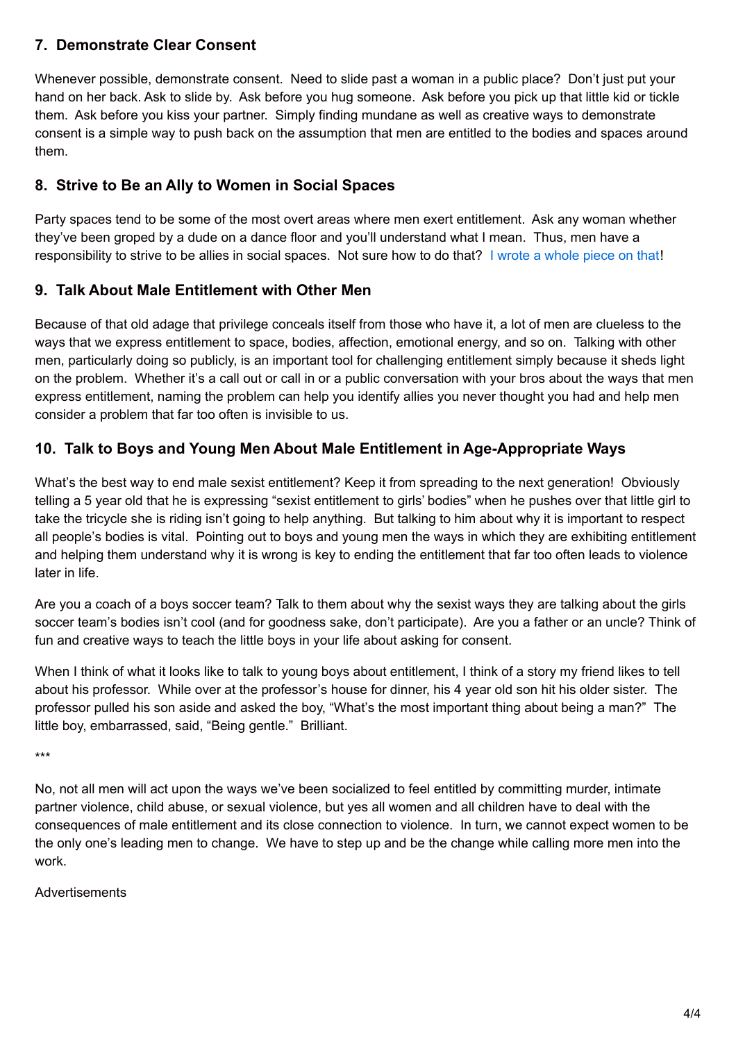### 7. Demonstrate Clear Consent

Whenever possible, demonstrate consent. Need to slide past a woman in a public place? Don't just put your hand on her back. Ask to slide by. Ask before you hug someone. Ask before you pick up that little kid or tickle them. Ask before you kiss your partner. Simply finding mundane as well as creative ways to demonstrate consent is a simple way to push back on the assumption that men are entitled to the bodies and spaces around them.

### 8. Strive to Be an Ally to Women in Social Spaces

Party spaces tend to be some of the most overt areas where men exert entitlement. Ask any woman whether they've been groped by a dude on a dance floor and you'll understand what I mean. Thus, men have a responsibility to strive to be allies in social spaces. Not sure how to do that? I wrote a whole piece on that!

### 9. Talk About Male Entitlement with Other Men

Because of that old adage that privilege conceals itself from those who have it, a lot of men are clueless to the ways that we express entitlement to space, bodies, affection, emotional energy, and so on. Talking with other men, particularly doing so publicly, is an important tool for challenging entitlement simply because it sheds light on the problem. Whether it's a call out or call in or a public conversation with your bros about the ways that men express entitlement, naming the problem can help you identify allies you never thought you had and help men consider a problem that far too often is invisible to us.

### 10. Talk to Boys and Young Men About Male Entitlement in Age-Appropriate Ways

What's the best way to end male sexist entitlement? Keep it from spreading to the next generation! Obviously telling a 5 year old that he is expressing "sexist entitlement to girls' bodies" when he pushes over that little girl to take the tricycle she is riding isn't going to help anything. But talking to him about why it is important to respect all people's bodies is vital. Pointing out to boys and young men the ways in which they are exhibiting entitlement and helping them understand why it is wrong is key to ending the entitlement that far too often leads to violence later in life.

Are you a coach of a boys soccer team? Talk to them about why the sexist ways they are talking about the girls soccer team's bodies isn't cool (and for goodness sake, don't participate). Are you a father or an uncle? Think of fun and creative ways to teach the little boys in your life about asking for consent.

When I think of what it looks like to talk to young boys about entitlement, I think of a story my friend likes to tell about his professor. While over at the professor's house for dinner, his 4 year old son hit his older sister. The professor pulled his son aside and asked the boy, "What's the most important thing about being a man?" The little boy, embarrassed, said, "Being gentle." Brilliant.

***

No, not all men will act upon the ways we've been socialized to feel entitled by committing murder, intimate partner violence, child abuse, or sexual violence, but yes all women and all children have to deal with the consequences of male entitlement and its close connection to violence. In turn, we cannot expect women to be the only one's leading men to change. We have to step up and be the change while calling more men into the work.

Advertisements